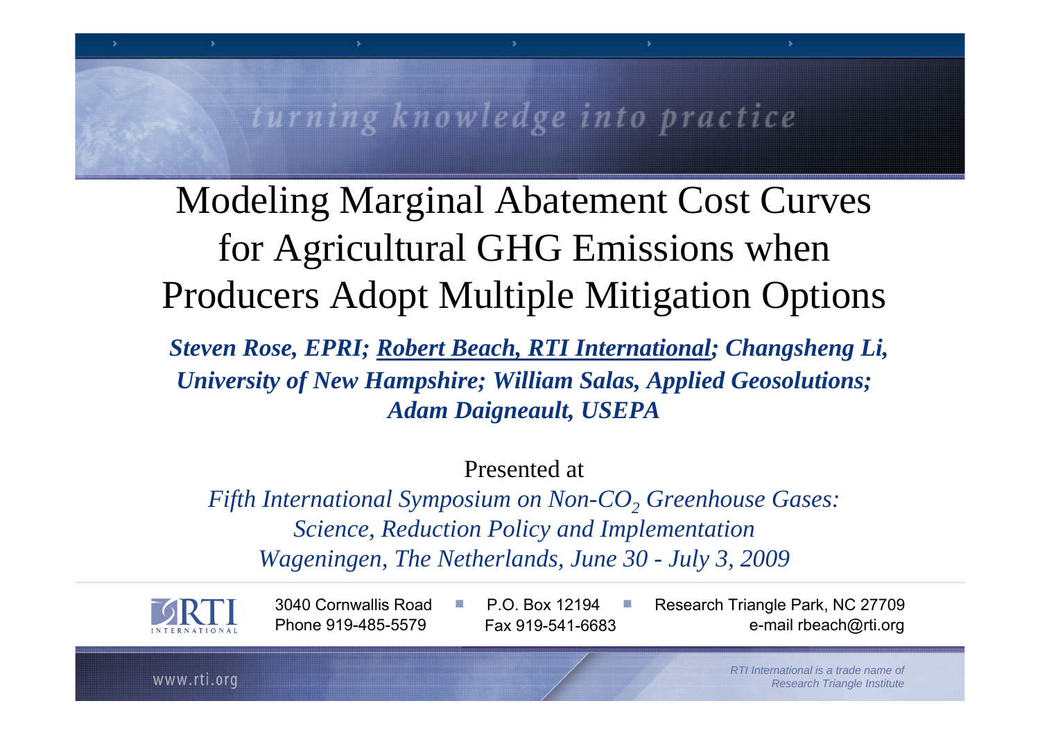turning knowledge into practice

# Modeling Marginal Abatement Cost Curves for Agricultural GHG Emissions when Producers Adopt Multiple Mitigation Options

***Steven Rose, EPRI; Robert Beach, RTI International; Changsheng Li, University of New Hampshire; William Salas, Applied Geosolutions; Adam Daigneault, USEPA***

Presented at

*Fifth International Symposium on Non-$CO_2$ Greenhouse Gases: Science, Reduction Policy and Implementation*
*Wageningen, The Netherlands, June 30 - July 3, 2009*

RTI INTERNATIONAL

3040 Cornwallis Road ■ P.O. Box 12194 ■ Research Triangle Park, NC 27709
Phone 919-485-5579 Fax 919-541-6683 e-mail rbeach@rti.org

www.rti.org

*RTI International is a trade name of Research Triangle Institute*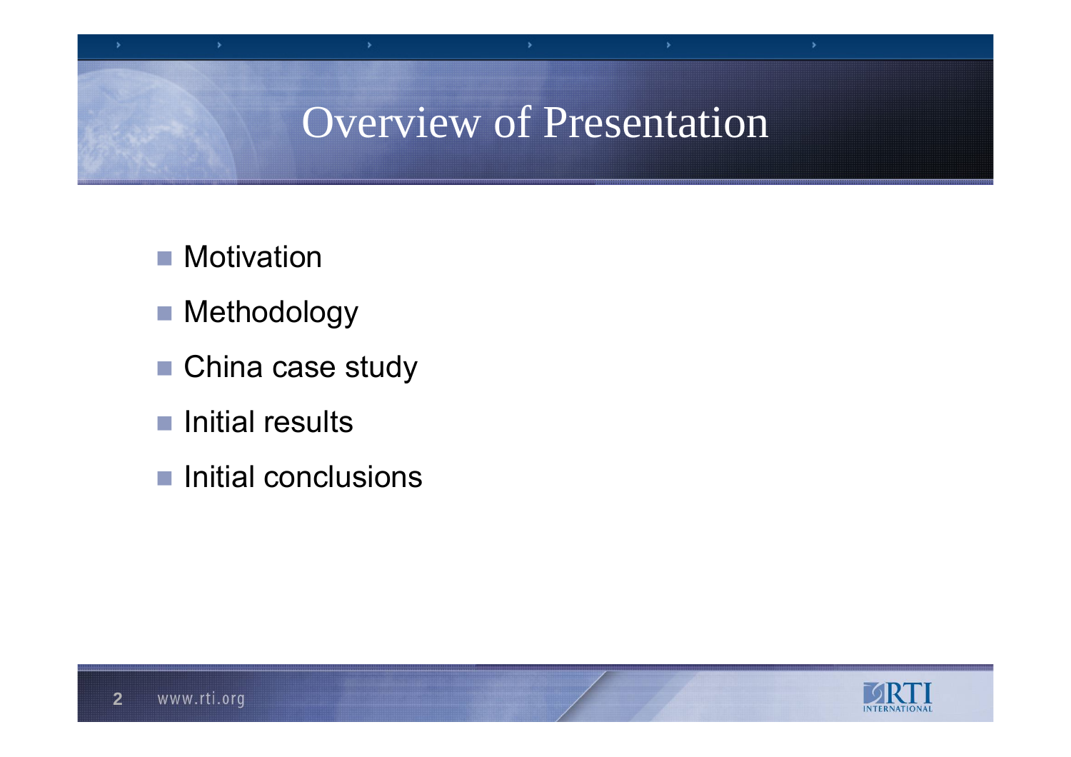# Overview of Presentation

- Motivation
- Methodology
- China case study
- Initial results
- Initial conclusions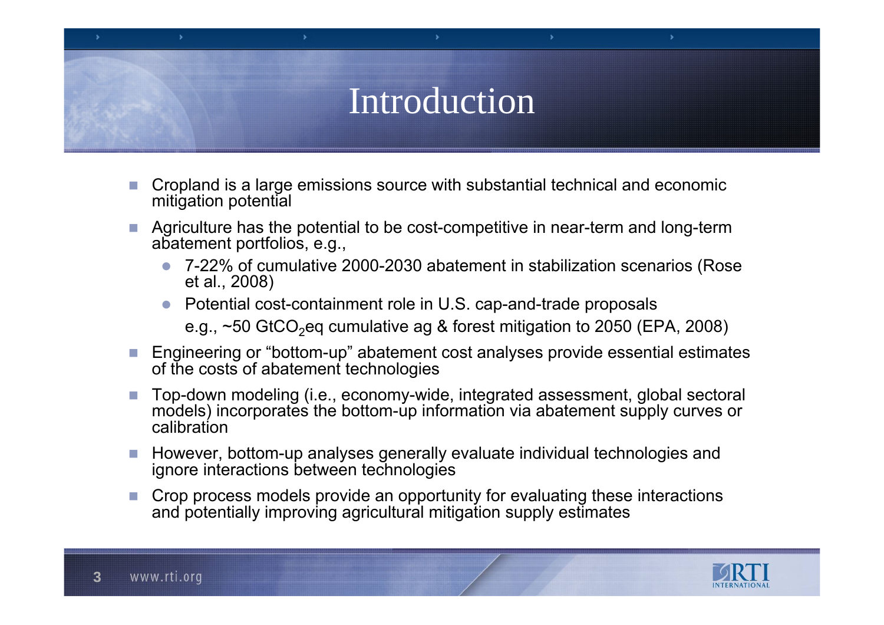# Introduction

- Cropland is a large emissions source with substantial technical and economic mitigation potential
- Agriculture has the potential to be cost-competitive in near-term and long-term abatement portfolios, e.g.,
  - 7-22% of cumulative 2000-2030 abatement in stabilization scenarios (Rose et al., 2008)
  - Potential cost-containment role in U.S. cap-and-trade proposals

    e.g., ~50 $GtCO_2eq$ cumulative ag & forest mitigation to 2050 (EPA, 2008)
- Engineering or “bottom-up” abatement cost analyses provide essential estimates of the costs of abatement technologies
- Top-down modeling (i.e., economy-wide, integrated assessment, global sectoral models) incorporates the bottom-up information via abatement supply curves or calibration
- However, bottom-up analyses generally evaluate individual technologies and ignore interactions between technologies
- Crop process models provide an opportunity for evaluating these interactions and potentially improving agricultural mitigation supply estimates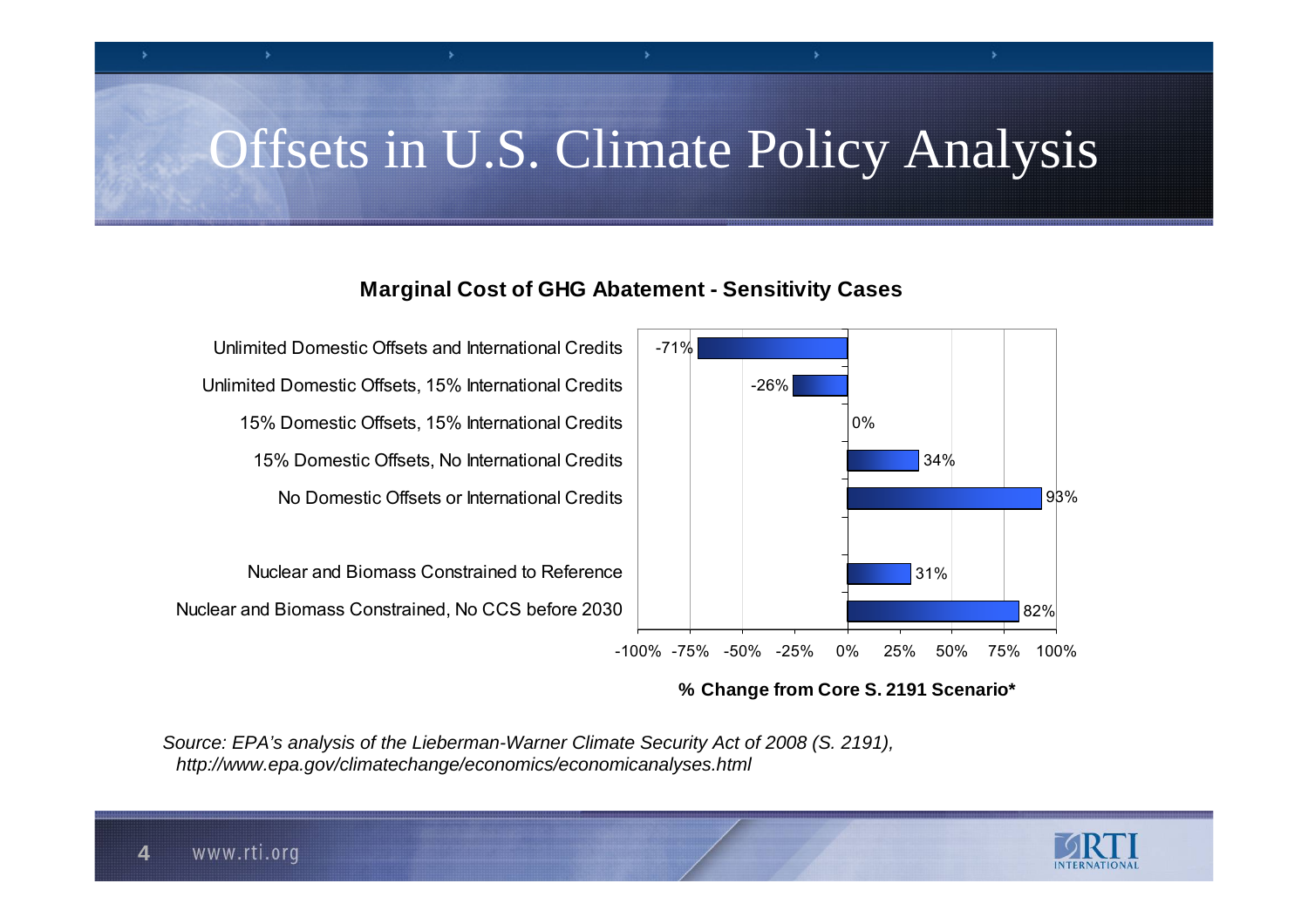# Offsets in U.S. Climate Policy Analysis

**Marginal Cost of GHG Abatement - Sensitivity Cases**

| Case | % Change from Core S. 2191 Scenario* |
|---|---|
| Unlimited Domestic Offsets and International Credits | -71% |
| Unlimited Domestic Offsets, 15% International Credits | -26% |
| 15% Domestic Offsets, 15% International Credits | 0% |
| 15% Domestic Offsets, No International Credits | 34% |
| No Domestic Offsets or International Credits | 93% |
| Nuclear and Biomass Constrained to Reference | 31% |
| Nuclear and Biomass Constrained, No CCS before 2030 | 82% |

*Source: EPA's analysis of the Lieberman-Warner Climate Security Act of 2008 (S. 2191), http://www.epa.gov/climatechange/economics/economicanalyses.html*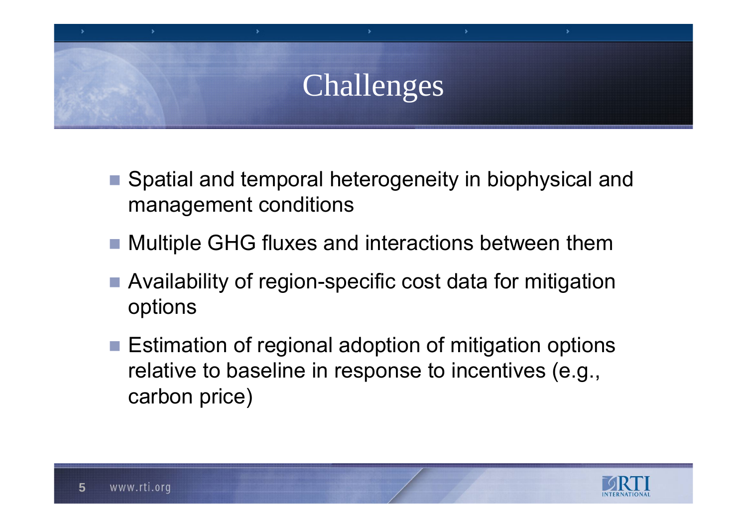# Challenges

- Spatial and temporal heterogeneity in biophysical and management conditions
- Multiple GHG fluxes and interactions between them
- Availability of region-specific cost data for mitigation options
- Estimation of regional adoption of mitigation options relative to baseline in response to incentives (e.g., carbon price)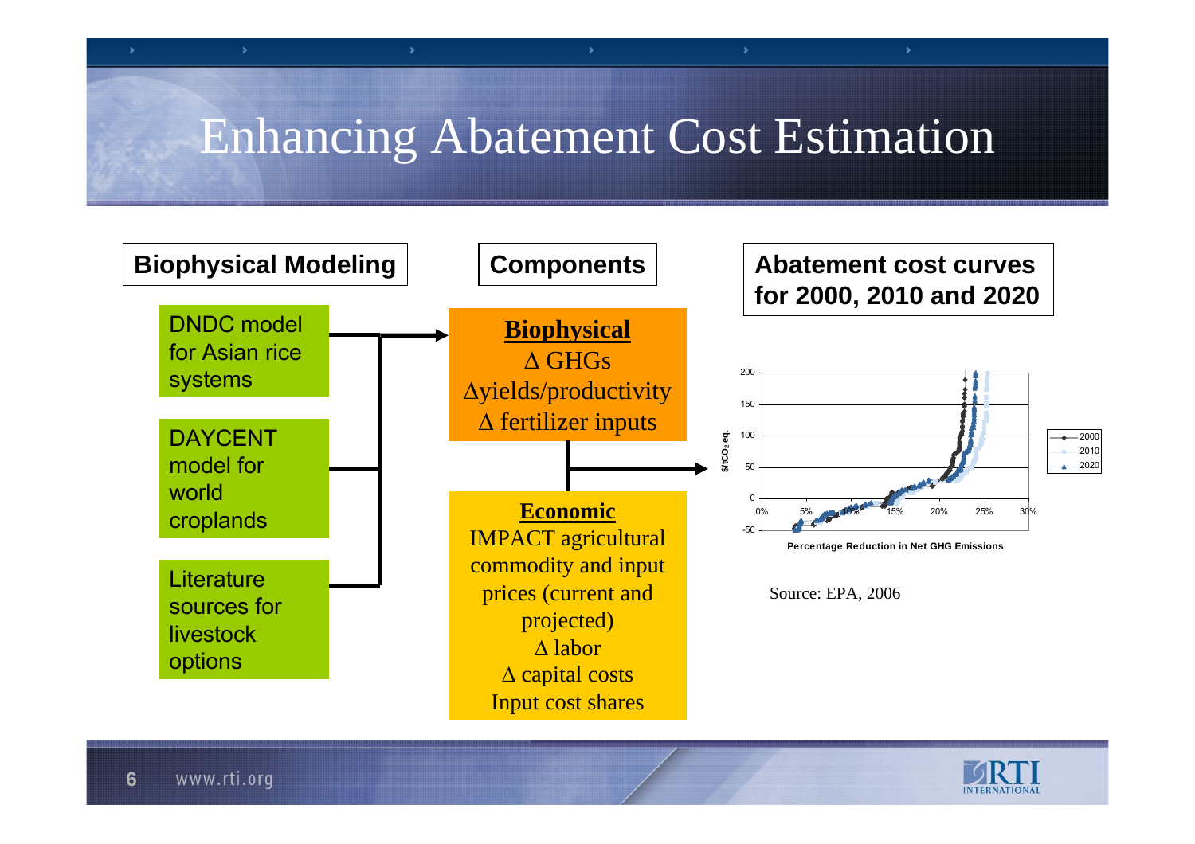# Enhancing Abatement Cost Estimation

**Biophysical Modeling**

- DNDC model for Asian rice systems
- DAYCENT model for world croplands
- Literature sources for livestock options

**Components**

**Biophysical**
Δ GHGs
Δyields/productivity
Δ fertilizer inputs

**Economic**
IMPACT agricultural commodity and input prices (current and projected)
Δ labor
Δ capital costs
Input cost shares

**Abatement cost curves for 2000, 2010 and 2020**

Source: EPA, 2006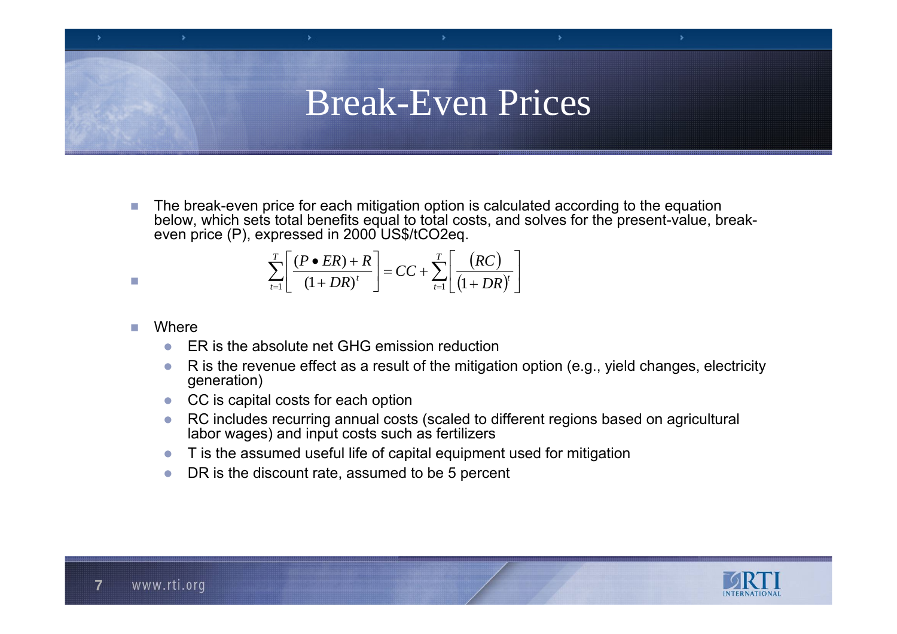# Break-Even Prices

- The break-even price for each mitigation option is calculated according to the equation below, which sets total benefits equal to total costs, and solves for the present-value, break-even price (P), expressed in 2000 US$/tCO2eq.

$$\sum_{t=1}^{T}\left[\frac{(P \bullet ER)+R}{(1+DR)^{t}}\right] = CC + \sum_{t=1}^{T}\left[\frac{(RC)}{(1+DR)^{t}}\right]$$

- Where
  - ER is the absolute net GHG emission reduction
  - R is the revenue effect as a result of the mitigation option (e.g., yield changes, electricity generation)
  - CC is capital costs for each option
  - RC includes recurring annual costs (scaled to different regions based on agricultural labor wages) and input costs such as fertilizers
  - T is the assumed useful life of capital equipment used for mitigation
  - DR is the discount rate, assumed to be 5 percent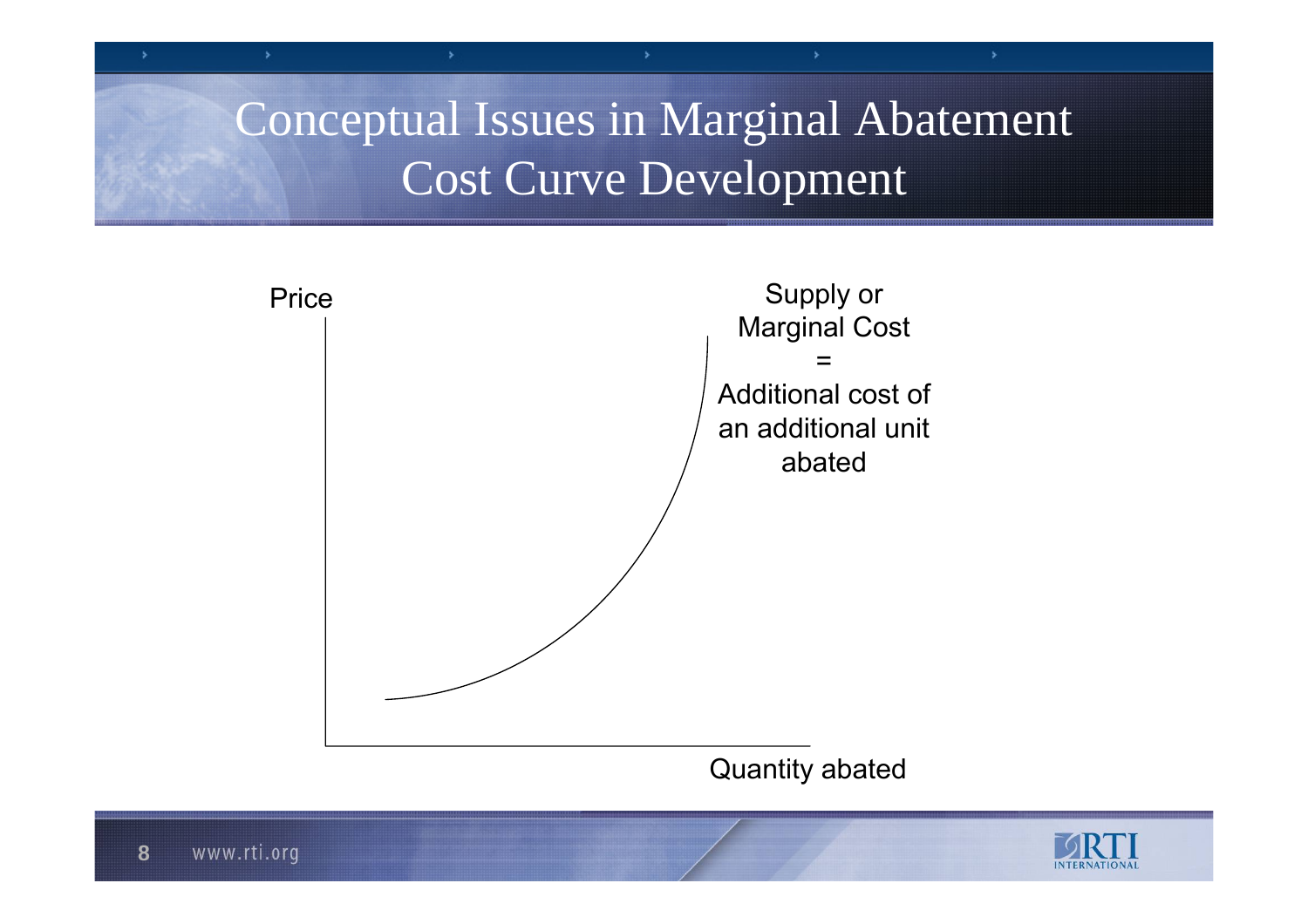# Conceptual Issues in Marginal Abatement Cost Curve Development

Price

Supply or Marginal Cost = Additional cost of an additional unit abated

Quantity abated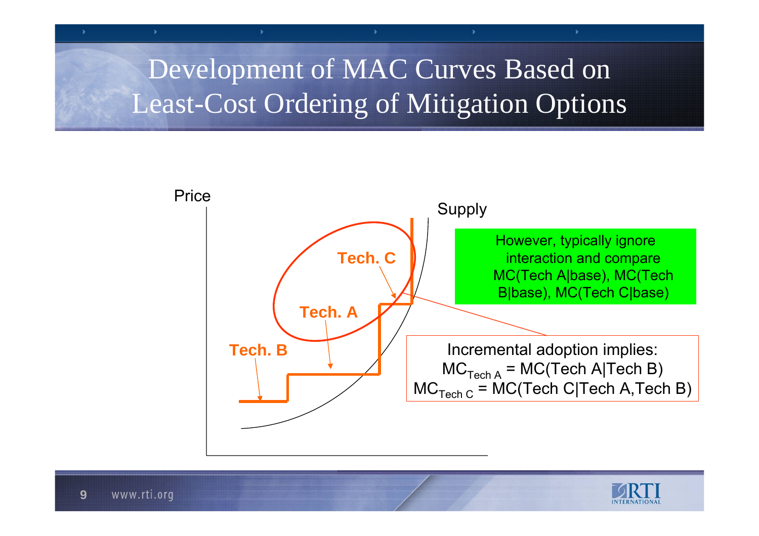# Development of MAC Curves Based on Least-Cost Ordering of Mitigation Options

Price

Supply

Tech. C

Tech. A

Tech. B

However, typically ignore interaction and compare MC(Tech A|base), MC(Tech B|base), MC(Tech C|base)

Incremental adoption implies:

$MC_{Tech\ A}$ = MC(Tech A|Tech B)

$MC_{Tech\ C}$ = MC(Tech C|Tech A,Tech B)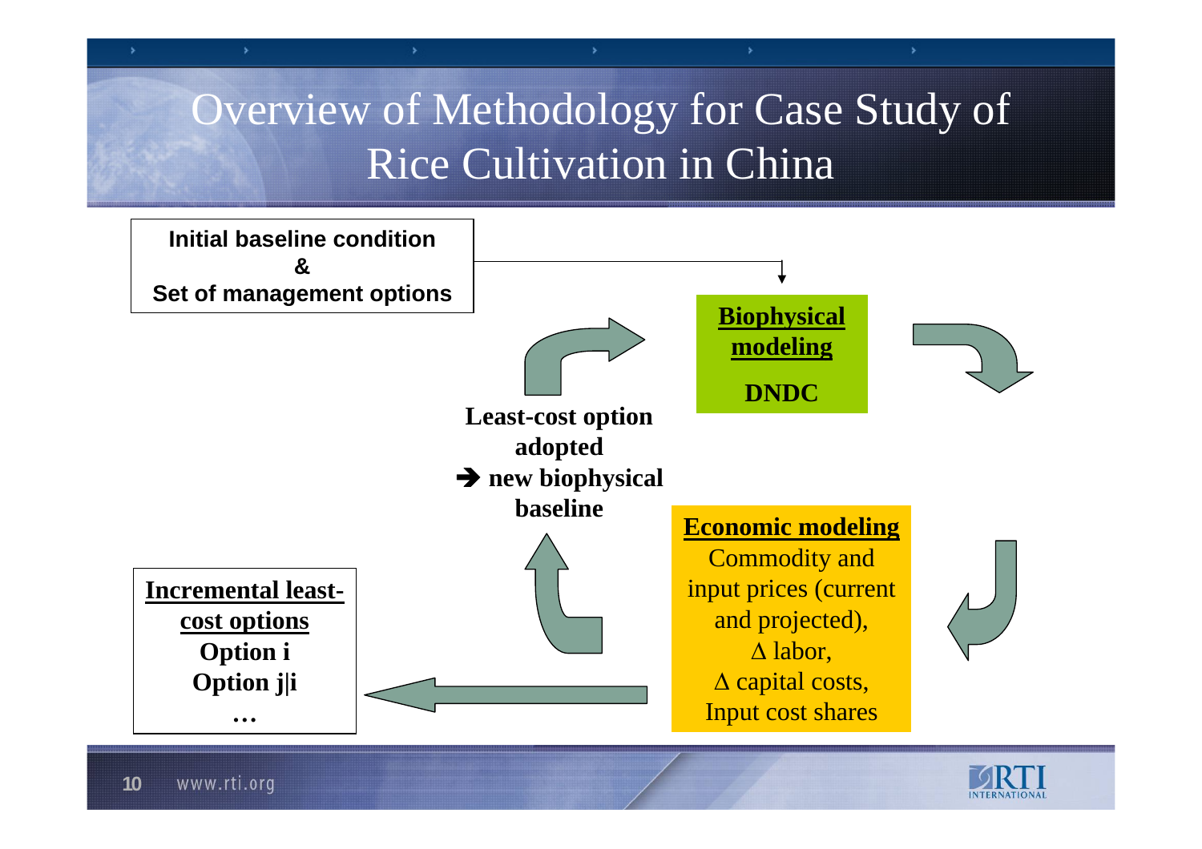# Overview of Methodology for Case Study of Rice Cultivation in China

**Initial baseline condition**
**&**
**Set of management options**

**Biophysical modeling**

**DNDC**

**Economic modeling**

Commodity and input prices (current and projected),
$\Delta$ labor,
$\Delta$ capital costs,
Input cost shares

**Incremental least-cost options**

**Option i**

**Option j|i**

**…**

**Least-cost option adopted**
**➔ new biophysical baseline**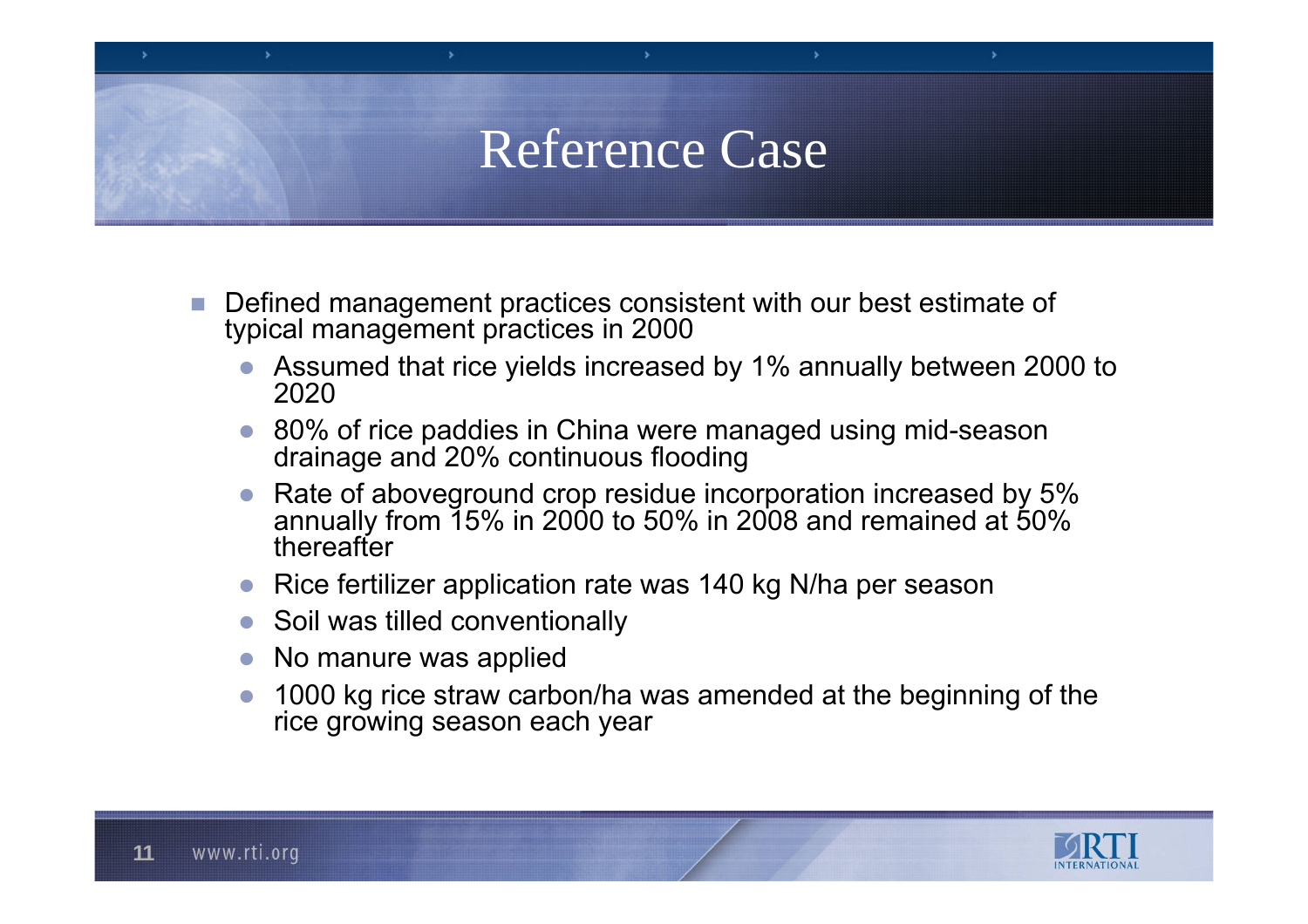# Reference Case

- Defined management practices consistent with our best estimate of typical management practices in 2000
  - Assumed that rice yields increased by 1% annually between 2000 to 2020
  - 80% of rice paddies in China were managed using mid-season drainage and 20% continuous flooding
  - Rate of aboveground crop residue incorporation increased by 5% annually from 15% in 2000 to 50% in 2008 and remained at 50% thereafter
  - Rice fertilizer application rate was 140 kg N/ha per season
  - Soil was tilled conventionally
  - No manure was applied
  - 1000 kg rice straw carbon/ha was amended at the beginning of the rice growing season each year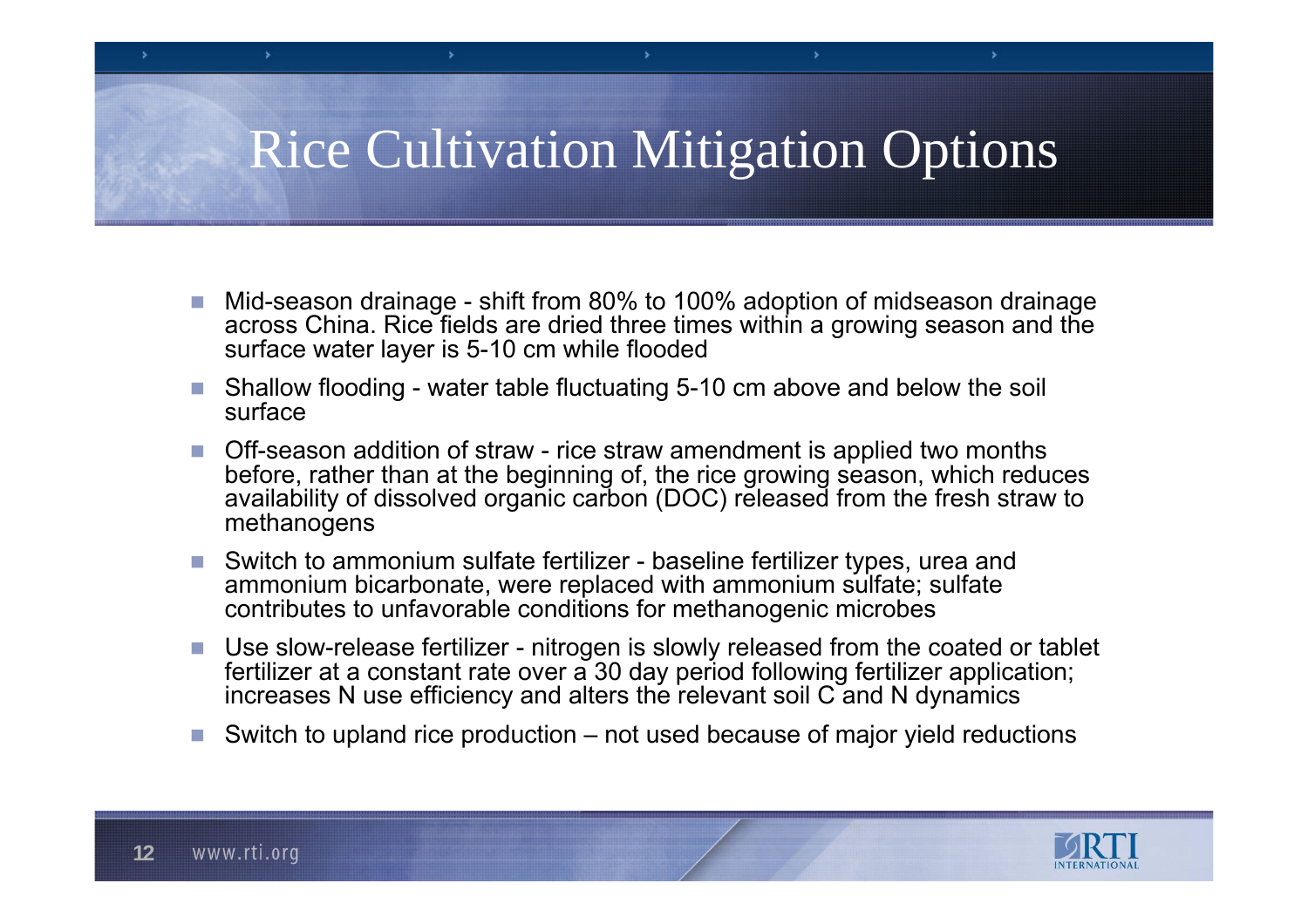# Rice Cultivation Mitigation Options

- Mid-season drainage - shift from 80% to 100% adoption of midseason drainage across China. Rice fields are dried three times within a growing season and the surface water layer is 5-10 cm while flooded
- Shallow flooding - water table fluctuating 5-10 cm above and below the soil surface
- Off-season addition of straw - rice straw amendment is applied two months before, rather than at the beginning of, the rice growing season, which reduces availability of dissolved organic carbon (DOC) released from the fresh straw to methanogens
- Switch to ammonium sulfate fertilizer - baseline fertilizer types, urea and ammonium bicarbonate, were replaced with ammonium sulfate; sulfate contributes to unfavorable conditions for methanogenic microbes
- Use slow-release fertilizer - nitrogen is slowly released from the coated or tablet fertilizer at a constant rate over a 30 day period following fertilizer application; increases N use efficiency and alters the relevant soil C and N dynamics
- Switch to upland rice production – not used because of major yield reductions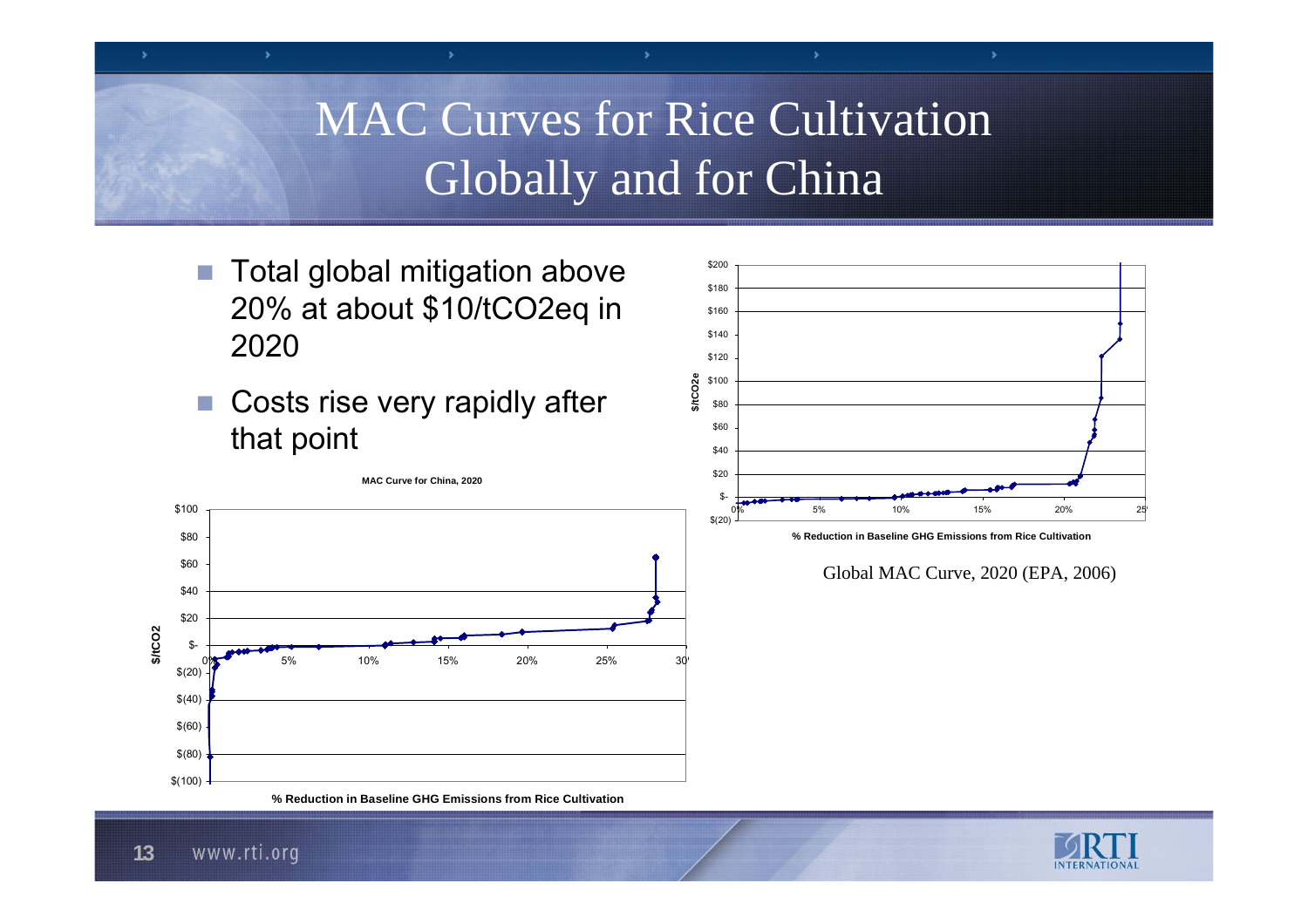# MAC Curves for Rice Cultivation Globally and for China

- Total global mitigation above 20% at about \$10/tCO2eq in 2020
- Costs rise very rapidly after that point

**MAC Curve for China, 2020**

Global MAC Curve, 2020 (EPA, 2006)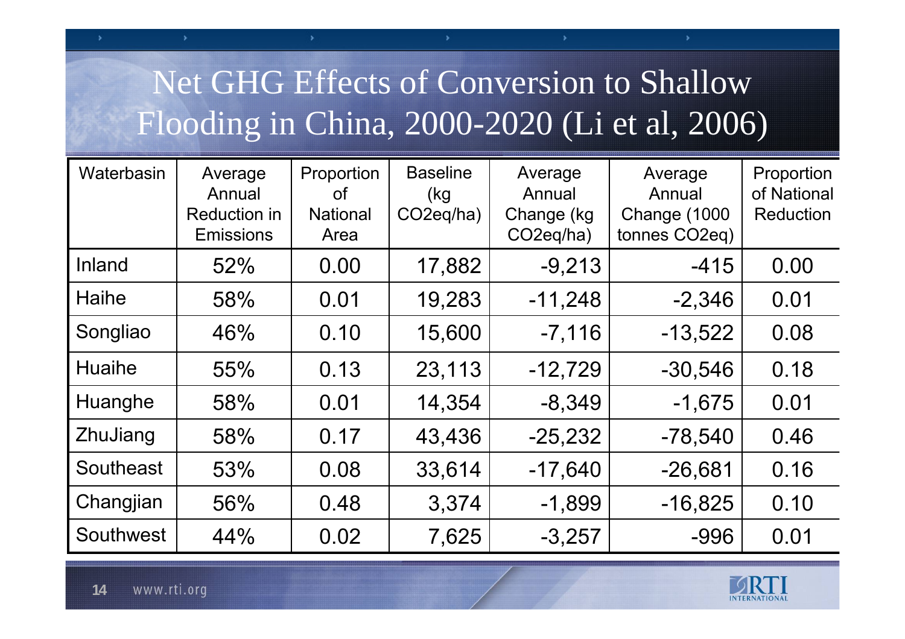# Net GHG Effects of Conversion to Shallow Flooding in China, 2000-2020 (Li et al, 2006)

| Waterbasin | Average Annual Reduction in Emissions | Proportion of National Area | Baseline (kg CO2eq/ha) | Average Annual Change (kg CO2eq/ha) | Average Annual Change (1000 tonnes CO2eq) | Proportion of National Reduction |
|---|---|---|---|---|---|---|
| Inland | 52% | 0.00 | 17,882 | -9,213 | -415 | 0.00 |
| Haihe | 58% | 0.01 | 19,283 | -11,248 | -2,346 | 0.01 |
| Songliao | 46% | 0.10 | 15,600 | -7,116 | -13,522 | 0.08 |
| Huaihe | 55% | 0.13 | 23,113 | -12,729 | -30,546 | 0.18 |
| Huanghe | 58% | 0.01 | 14,354 | -8,349 | -1,675 | 0.01 |
| ZhuJiang | 58% | 0.17 | 43,436 | -25,232 | -78,540 | 0.46 |
| Southeast | 53% | 0.08 | 33,614 | -17,640 | -26,681 | 0.16 |
| Changjian | 56% | 0.48 | 3,374 | -1,899 | -16,825 | 0.10 |
| Southwest | 44% | 0.02 | 7,625 | -3,257 | -996 | 0.01 |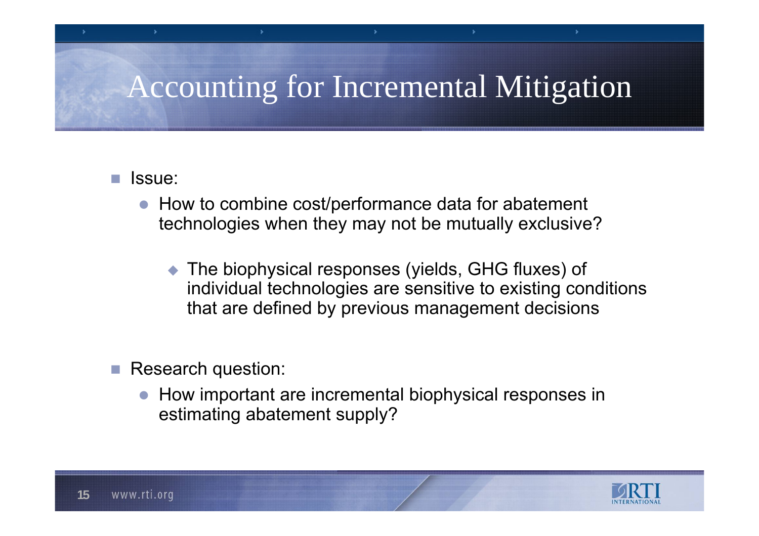# Accounting for Incremental Mitigation

- Issue:
  - How to combine cost/performance data for abatement technologies when they may not be mutually exclusive?
    - The biophysical responses (yields, GHG fluxes) of individual technologies are sensitive to existing conditions that are defined by previous management decisions
- Research question:
  - How important are incremental biophysical responses in estimating abatement supply?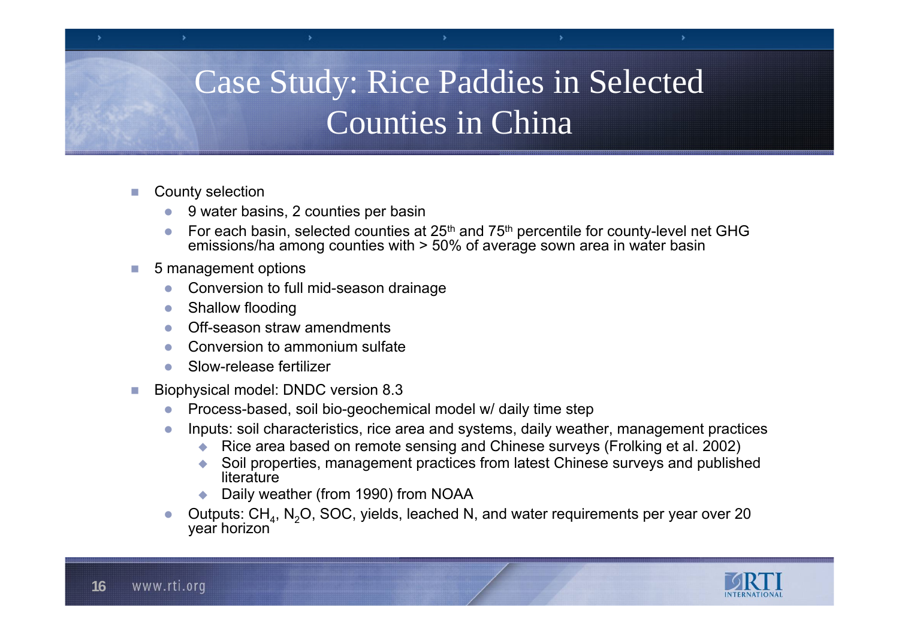# Case Study: Rice Paddies in Selected Counties in China

- County selection
  - 9 water basins, 2 counties per basin
  - For each basin, selected counties at 25th and 75th percentile for county-level net GHG emissions/ha among counties with > 50% of average sown area in water basin
- 5 management options
  - Conversion to full mid-season drainage
  - Shallow flooding
  - Off-season straw amendments
  - Conversion to ammonium sulfate
  - Slow-release fertilizer
- Biophysical model: DNDC version 8.3
  - Process-based, soil bio-geochemical model w/ daily time step
  - Inputs: soil characteristics, rice area and systems, daily weather, management practices
    - Rice area based on remote sensing and Chinese surveys (Frolking et al. 2002)
    - Soil properties, management practices from latest Chinese surveys and published literature
    - Daily weather (from 1990) from NOAA
  - Outputs: $CH_4$, $N_2O$, SOC, yields, leached N, and water requirements per year over 20 year horizon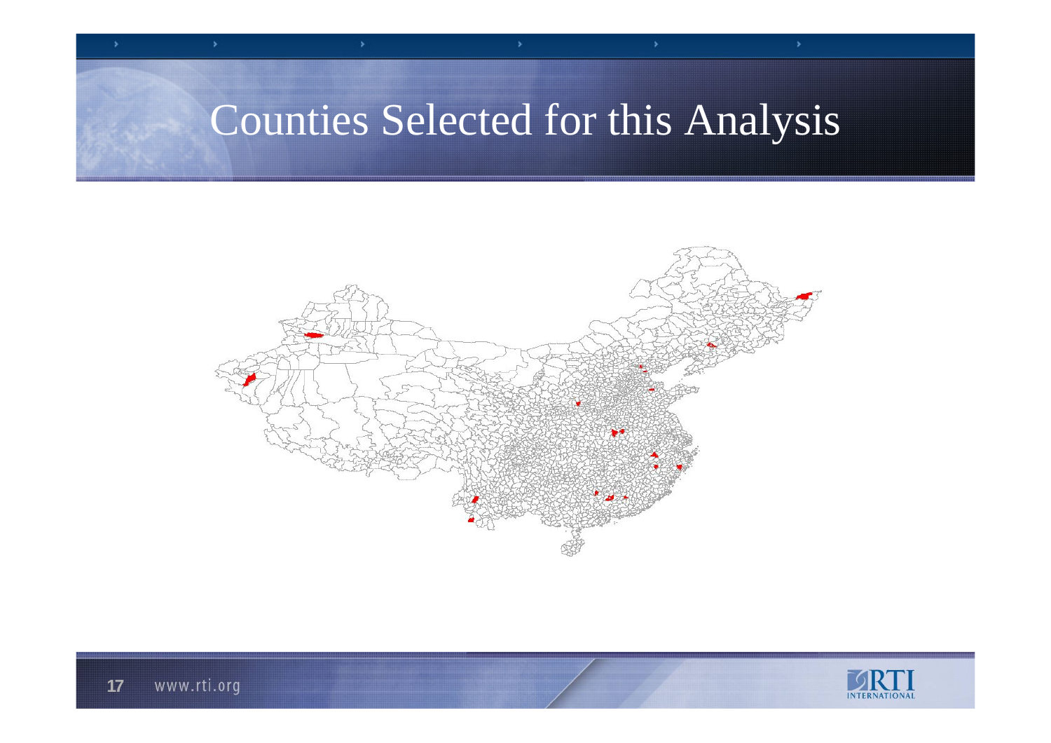# Counties Selected for this Analysis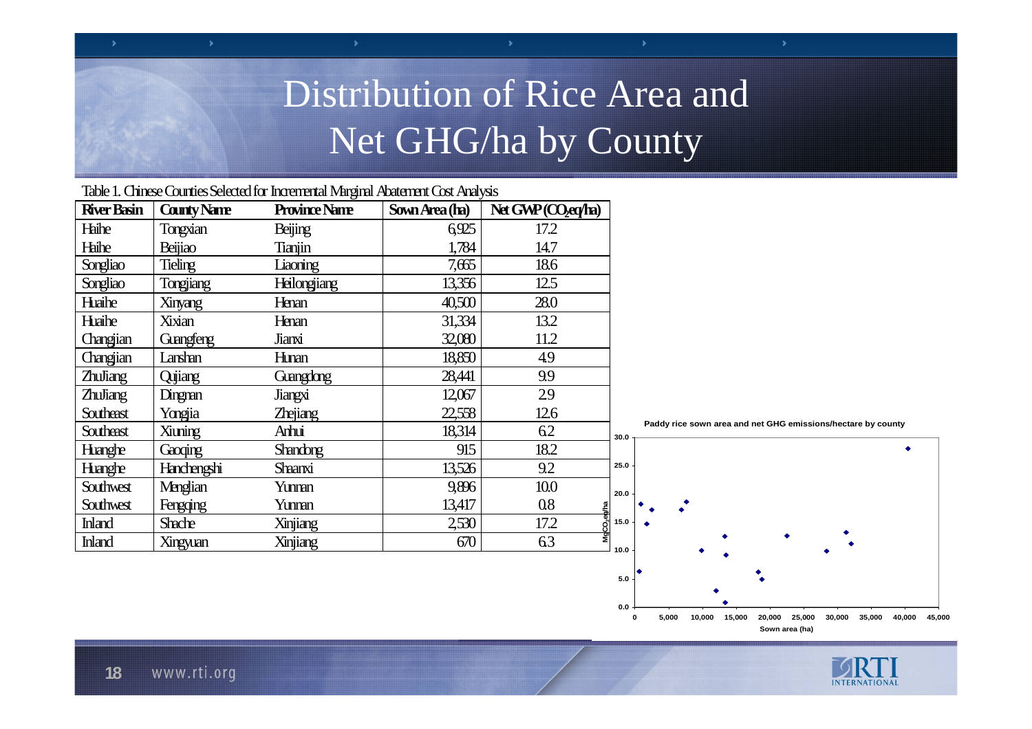# Distribution of Rice Area and Net GHG/ha by County

Table 1. Chinese Counties Selected for Incremental Marginal Abatement Cost Analysis

| River Basin | County Name | Province Name | Sown Area (ha) | Net GWP ($CO_2$eq/ha) |
|---|---|---|---|---|
| Haihe | Tongxian | Beijing | 6,925 | 17.2 |
| Haihe | Beijiao | Tianjin | 1,784 | 14.7 |
| Songliao | Tieling | Liaoning | 7,665 | 18.6 |
| Songliao | Tongjiang | Heilongjiang | 13,356 | 12.5 |
| Huaihe | Xinyang | Henan | 40,500 | 28.0 |
| Huaihe | Xixian | Henan | 31,334 | 13.2 |
| Changjian | Guangfeng | Jianxi | 32,080 | 11.2 |
| Changjian | Lanshan | Hunan | 18,850 | 4.9 |
| ZhuJiang | Qujiang | Guangdong | 28,441 | 9.9 |
| ZhuJiang | Dingnan | Jiangxi | 12,067 | 2.9 |
| Southeast | Yongjia | Zhejiang | 22,558 | 12.6 |
| Southeast | Xiuning | Anhui | 18,314 | 6.2 |
| Huanghe | Gaoqing | Shandong | 915 | 18.2 |
| Huanghe | Hanchengshi | Shaanxi | 13,526 | 9.2 |
| Southwest | Menglian | Yunnan | 9,896 | 10.0 |
| Southwest | Fengqing | Yunnan | 13,417 | 0.8 |
| Inland | Shache | Xinjiang | 2,530 | 17.2 |
| Inland | Xingyuan | Xinjiang | 670 | 6.3 |

Paddy rice sown area and net GHG emissions/hectare by county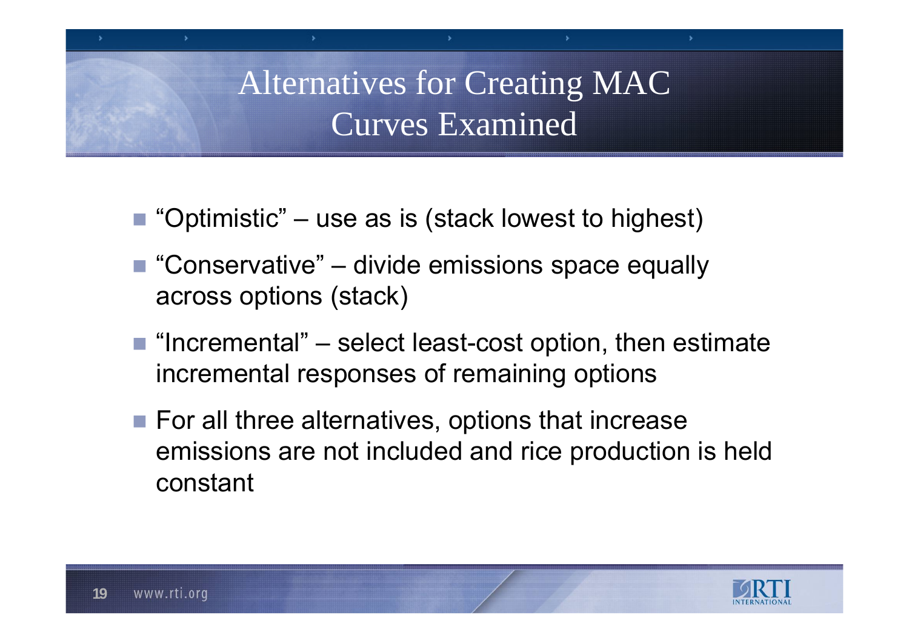# Alternatives for Creating MAC Curves Examined

- “Optimistic” – use as is (stack lowest to highest)
- “Conservative” – divide emissions space equally across options (stack)
- “Incremental” – select least-cost option, then estimate incremental responses of remaining options
- For all three alternatives, options that increase emissions are not included and rice production is held constant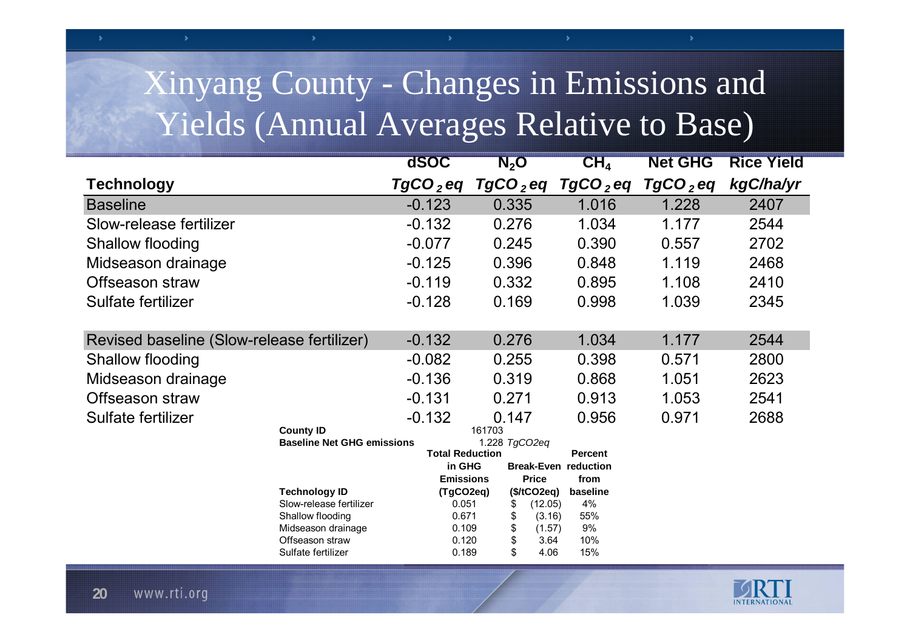# Xinyang County - Changes in Emissions and Yields (Annual Averages Relative to Base)

| Technology | dSOC $TgCO_2eq$ | $N_2O$ $TgCO_2eq$ | $CH_4$ $TgCO_2eq$ | Net GHG $TgCO_2eq$ | Rice Yield kgC/ha/yr |
|---|---|---|---|---|---|
| Baseline | -0.123 | 0.335 | 1.016 | 1.228 | 2407 |
| Slow-release fertilizer | -0.132 | 0.276 | 1.034 | 1.177 | 2544 |
| Shallow flooding | -0.077 | 0.245 | 0.390 | 0.557 | 2702 |
| Midseason drainage | -0.125 | 0.396 | 0.848 | 1.119 | 2468 |
| Offseason straw | -0.119 | 0.332 | 0.895 | 1.108 | 2410 |
| Sulfate fertilizer | -0.128 | 0.169 | 0.998 | 1.039 | 2345 |
| Revised baseline (Slow-release fertilizer) | -0.132 | 0.276 | 1.034 | 1.177 | 2544 |
| Shallow flooding | -0.082 | 0.255 | 0.398 | 0.571 | 2800 |
| Midseason drainage | -0.136 | 0.319 | 0.868 | 1.051 | 2623 |
| Offseason straw | -0.131 | 0.271 | 0.913 | 1.053 | 2541 |
| Sulfate fertilizer | -0.132 | 0.147 | 0.956 | 0.971 | 2688 |

**County ID** 161703

**Baseline Net GHG emissions** 1.228 *TgCO2eq*

| Technology ID | Total Reduction in GHG Emissions (TgCO2eq) | Break-Even Price ($/tCO2eq) | Percent reduction from baseline |
|---|---|---|---|
| Slow-release fertilizer | 0.051 | $ (12.05) | 4% |
| Shallow flooding | 0.671 | $ (3.16) | 55% |
| Midseason drainage | 0.109 | $ (1.57) | 9% |
| Offseason straw | 0.120 | $ 3.64 | 10% |
| Sulfate fertilizer | 0.189 | $ 4.06 | 15% |

www.rti.org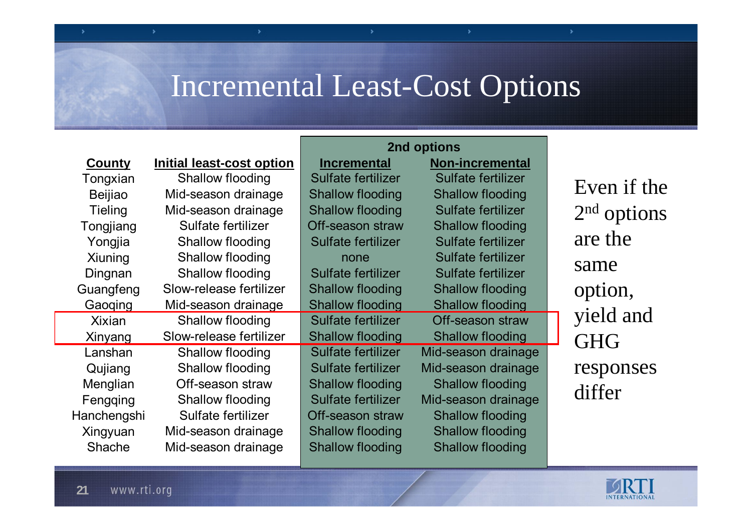# Incremental Least-Cost Options

| County | Initial least-cost option | 2nd options: Incremental | 2nd options: Non-incremental |
|---|---|---|---|
| Tongxian | Shallow flooding | Sulfate fertilizer | Sulfate fertilizer |
| Beijiao | Mid-season drainage | Shallow flooding | Shallow flooding |
| Tieling | Mid-season drainage | Shallow flooding | Sulfate fertilizer |
| Tongjiang | Sulfate fertilizer | Off-season straw | Shallow flooding |
| Yongjia | Shallow flooding | Sulfate fertilizer | Sulfate fertilizer |
| Xiuning | Shallow flooding | none | Sulfate fertilizer |
| Dingnan | Shallow flooding | Sulfate fertilizer | Sulfate fertilizer |
| Guangfeng | Slow-release fertilizer | Shallow flooding | Shallow flooding |
| Gaoqing | Mid-season drainage | Shallow flooding | Shallow flooding |
| Xixian | Shallow flooding | Sulfate fertilizer | Off-season straw |
| Xinyang | Slow-release fertilizer | Shallow flooding | Shallow flooding |
| Lanshan | Shallow flooding | Sulfate fertilizer | Mid-season drainage |
| Qujiang | Shallow flooding | Sulfate fertilizer | Mid-season drainage |
| Menglian | Off-season straw | Shallow flooding | Shallow flooding |
| Fengqing | Shallow flooding | Sulfate fertilizer | Mid-season drainage |
| Hanchengshi | Sulfate fertilizer | Off-season straw | Shallow flooding |
| Xingyuan | Mid-season drainage | Shallow flooding | Shallow flooding |
| Shache | Mid-season drainage | Shallow flooding | Shallow flooding |

Even if the 2nd options are the same option, yield and GHG responses differ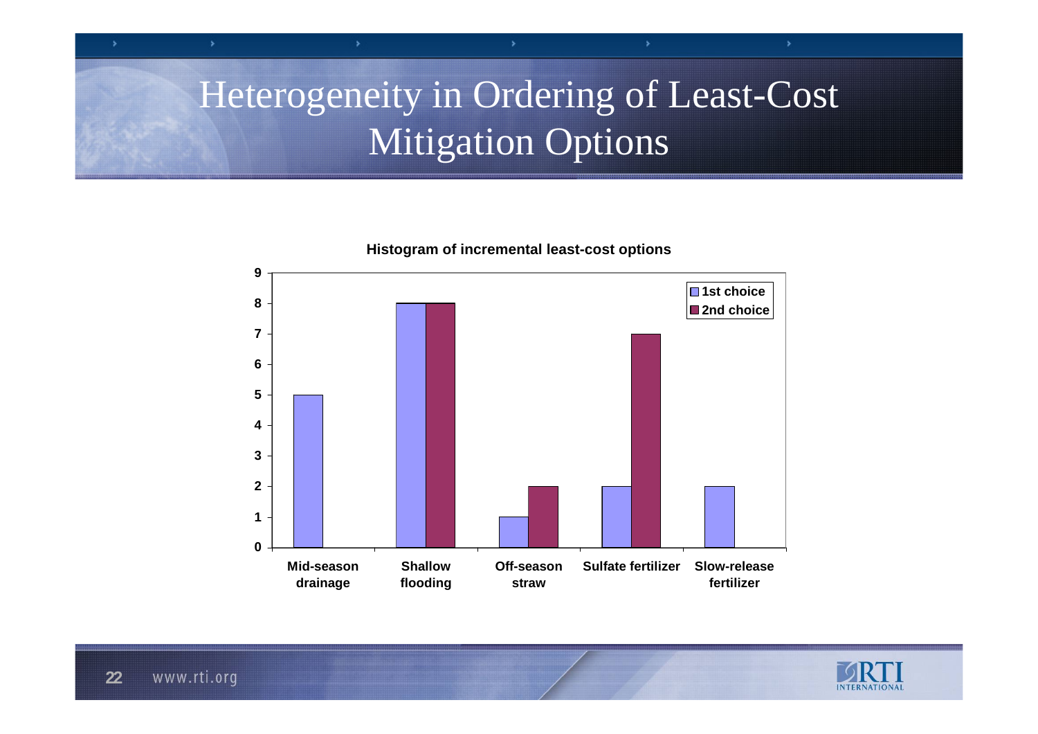# Heterogeneity in Ordering of Least-Cost Mitigation Options

**Histogram of incremental least-cost options**

| Option | 1st choice | 2nd choice |
|---|---|---|
| Mid-season drainage | 5 | 0 |
| Shallow flooding | 8 | 8 |
| Off-season straw | 1 | 2 |
| Sulfate fertilizer | 2 | 7 |
| Slow-release fertilizer | 2 | 0 |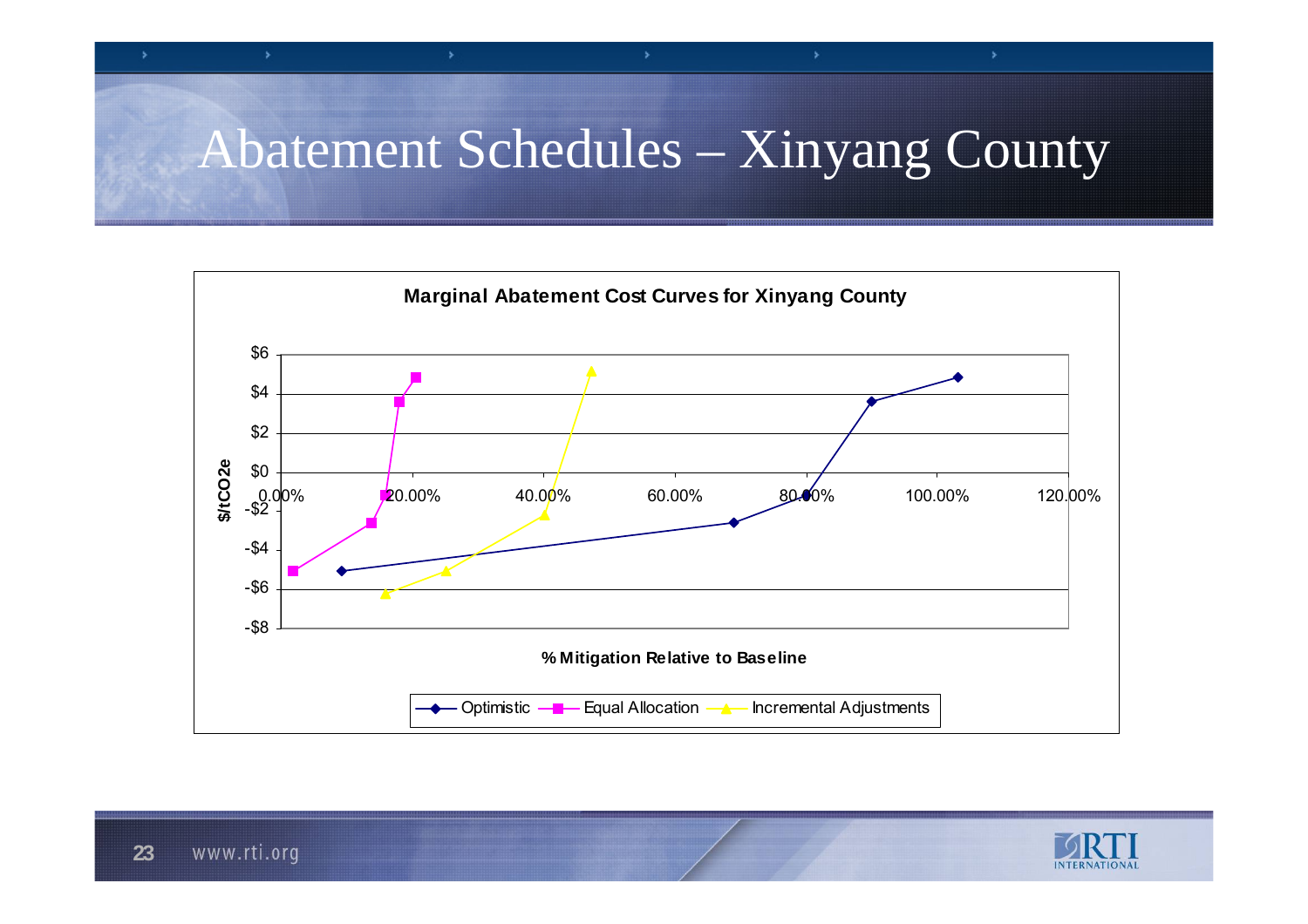# Abatement Schedules – Xinyang County

**Marginal Abatement Cost Curves for Xinyang County**

$/tCO2e

$6
$4
$2
$0
-$2
-$4
-$6
-$8

0.00% 20.00% 40.00% 60.00% 80.00% 100.00% 120.00%

**% Mitigation Relative to Baseline**

Optimistic | Equal Allocation | Incremental Adjustments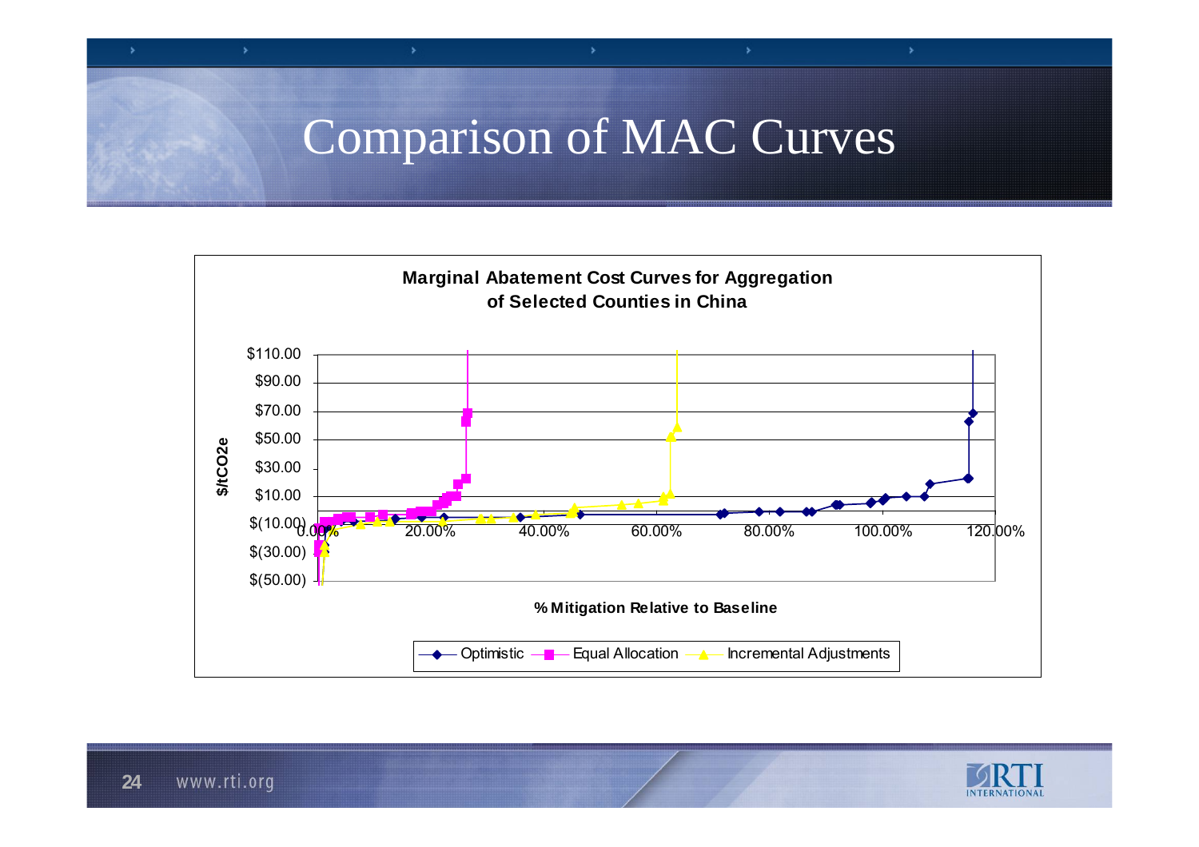# Comparison of MAC Curves

**Marginal Abatement Cost Curves for Aggregation of Selected Counties in China**

$/tCO2e

$110.00
$90.00
$70.00
$50.00
$30.00
$10.00
$(10.00)
$(30.00)
$(50.00)

0.00% 20.00% 40.00% 60.00% 80.00% 100.00% 120.00%

**% Mitigation Relative to Baseline**

Optimistic — Equal Allocation — Incremental Adjustments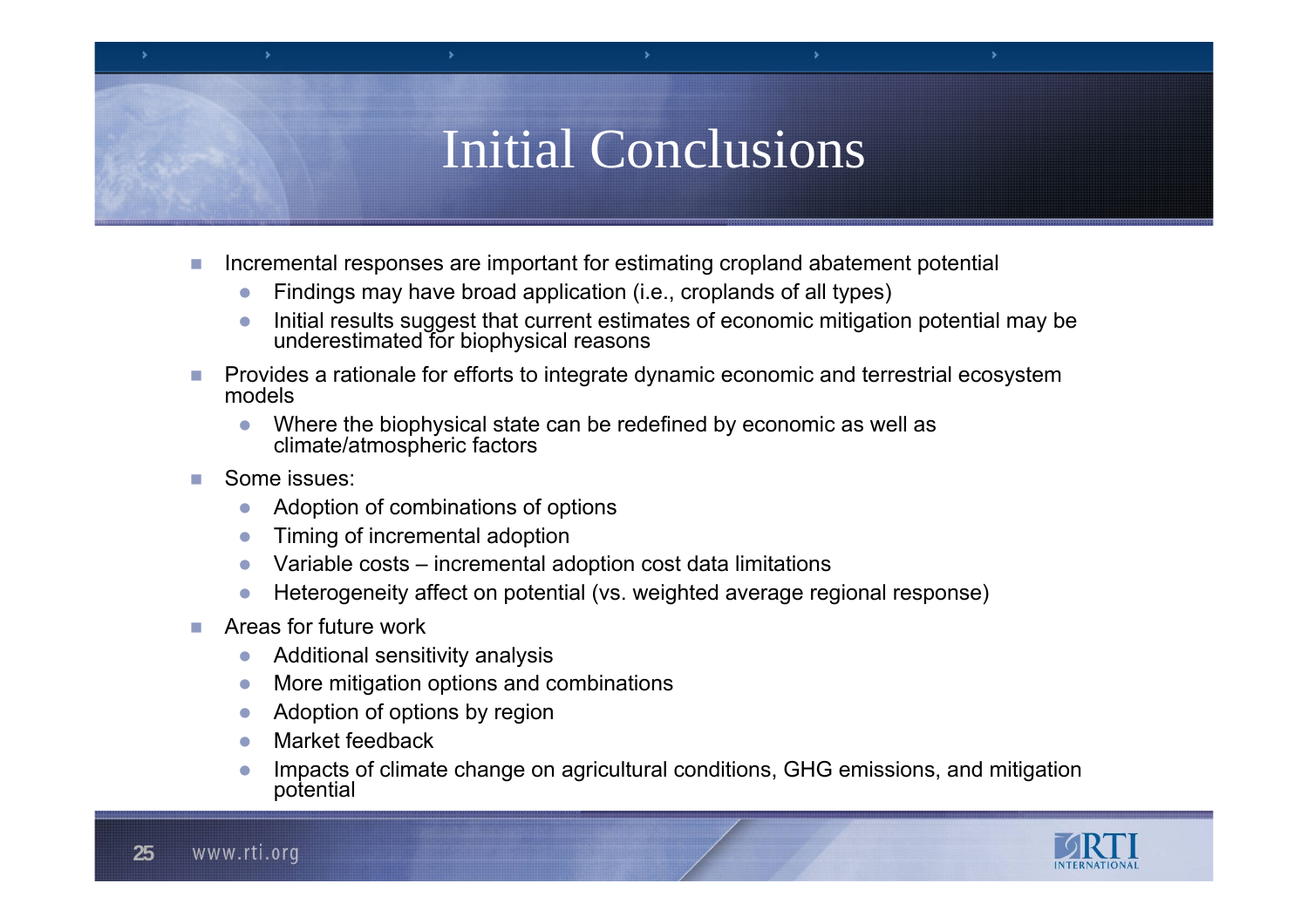# Initial Conclusions

- Incremental responses are important for estimating cropland abatement potential
  - Findings may have broad application (i.e., croplands of all types)
  - Initial results suggest that current estimates of economic mitigation potential may be underestimated for biophysical reasons
- Provides a rationale for efforts to integrate dynamic economic and terrestrial ecosystem models
  - Where the biophysical state can be redefined by economic as well as climate/atmospheric factors
- Some issues:
  - Adoption of combinations of options
  - Timing of incremental adoption
  - Variable costs – incremental adoption cost data limitations
  - Heterogeneity affect on potential (vs. weighted average regional response)
- Areas for future work
  - Additional sensitivity analysis
  - More mitigation options and combinations
  - Adoption of options by region
  - Market feedback
  - Impacts of climate change on agricultural conditions, GHG emissions, and mitigation potential